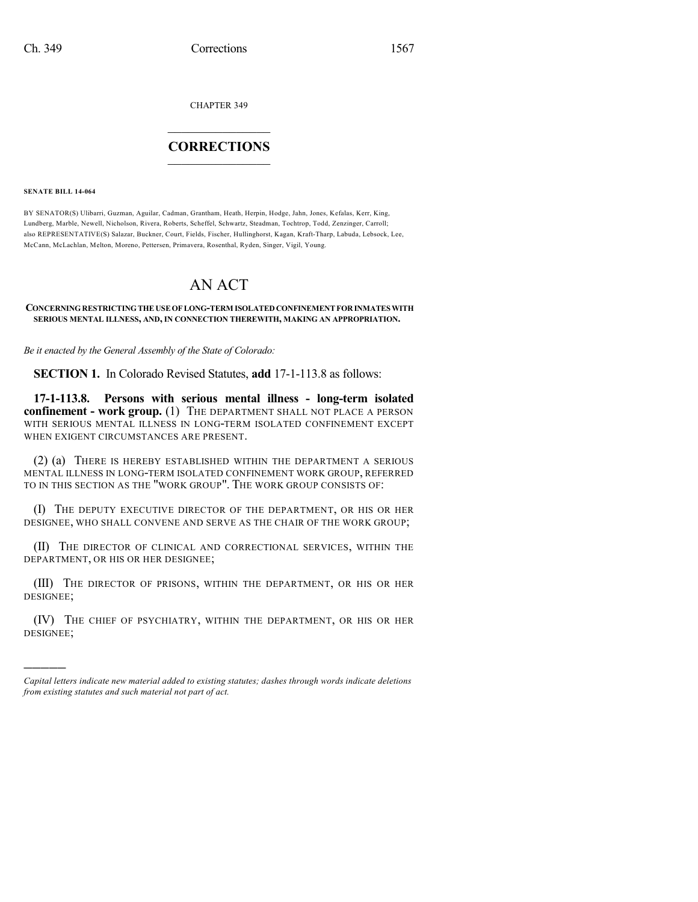CHAPTER 349

# CORRECTIONS

**SENATE BILL 14-064**

BY SENATOR(S) Ulibarri, Guzman, Aguilar, Cadman, Grantham, Heath, Herpin, Hodge, Jahn, Jones, Kefalas, Kerr, King, Lundberg, Marble, Newell, Nicholson, Rivera, Roberts, Scheffel, Schwartz, Steadman, Tochtrop, Todd, Zenzinger, Carroll; also REPRESENTATIVE(S) Salazar, Buckner, Court, Fields, Fischer, Hullinghorst, Kagan, Kraft-Tharp, Labuda, Lebsock, Lee, McCann, McLachlan, Melton, Moreno, Pettersen, Primavera, Rosenthal, Ryden, Singer, Vigil, Young.

# AN ACT

**CONCERNING RESTRICTING THE USE OF LONG-TERM ISOLATED CONFINEMENT FOR INMATES WITH SERIOUS MENTAL ILLNESS, AND, IN CONNECTION THEREWITH, MAKING AN APPROPRIATION.**

*Be it enacted by the General Assembly of the State of Colorado:*

**SECTION 1.** In Colorado Revised Statutes, **add** 17-1-113.8 as follows:

**17-1-113.8. Persons with serious mental illness - long-term isolated confinement - work group.** (1) THE DEPARTMENT SHALL NOT PLACE A PERSON WITH SERIOUS MENTAL ILLNESS IN LONG-TERM ISOLATED CONFINEMENT EXCEPT WHEN EXIGENT CIRCUMSTANCES ARE PRESENT.

(2) (a) THERE IS HEREBY ESTABLISHED WITHIN THE DEPARTMENT A SERIOUS MENTAL ILLNESS IN LONG-TERM ISOLATED CONFINEMENT WORK GROUP, REFERRED TO IN THIS SECTION AS THE "WORK GROUP". THE WORK GROUP CONSISTS OF:

(I) THE DEPUTY EXECUTIVE DIRECTOR OF THE DEPARTMENT, OR HIS OR HER DESIGNEE, WHO SHALL CONVENE AND SERVE AS THE CHAIR OF THE WORK GROUP;

(II) THE DIRECTOR OF CLINICAL AND CORRECTIONAL SERVICES, WITHIN THE DEPARTMENT, OR HIS OR HER DESIGNEE;

(III) THE DIRECTOR OF PRISONS, WITHIN THE DEPARTMENT, OR HIS OR HER DESIGNEE;

(IV) THE CHIEF OF PSYCHIATRY, WITHIN THE DEPARTMENT, OR HIS OR HER DESIGNEE;

---

*Capital letters indicate new material added to existing statutes; dashes through words indicate deletions from existing statutes and such material not part of act.*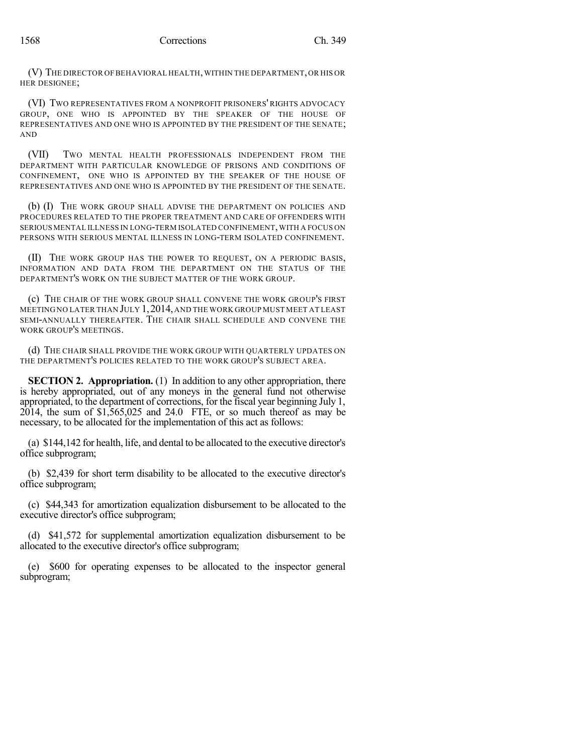(V) THE DIRECTOR OF BEHAVIORAL HEALTH, WITHIN THE DEPARTMENT, OR HIS OR HER DESIGNEE;

(VI) TWO REPRESENTATIVES FROM A NONPROFIT PRISONERS' RIGHTS ADVOCACY GROUP, ONE WHO IS APPOINTED BY THE SPEAKER OF THE HOUSE OF REPRESENTATIVES AND ONE WHO IS APPOINTED BY THE PRESIDENT OF THE SENATE; AND

(VII) TWO MENTAL HEALTH PROFESSIONALS INDEPENDENT FROM THE DEPARTMENT WITH PARTICULAR KNOWLEDGE OF PRISONS AND CONDITIONS OF CONFINEMENT, ONE WHO IS APPOINTED BY THE SPEAKER OF THE HOUSE OF REPRESENTATIVES AND ONE WHO IS APPOINTED BY THE PRESIDENT OF THE SENATE.

(b) (I) THE WORK GROUP SHALL ADVISE THE DEPARTMENT ON POLICIES AND PROCEDURES RELATED TO THE PROPER TREATMENT AND CARE OF OFFENDERS WITH SERIOUS MENTAL ILLNESS IN LONG-TERM ISOLATED CONFINEMENT, WITH A FOCUS ON PERSONS WITH SERIOUS MENTAL ILLNESS IN LONG-TERM ISOLATED CONFINEMENT.

(II) THE WORK GROUP HAS THE POWER TO REQUEST, ON A PERIODIC BASIS, INFORMATION AND DATA FROM THE DEPARTMENT ON THE STATUS OF THE DEPARTMENT'S WORK ON THE SUBJECT MATTER OF THE WORK GROUP.

(c) THE CHAIR OF THE WORK GROUP SHALL CONVENE THE WORK GROUP'S FIRST MEETING NO LATER THAN JULY 1, 2014, AND THE WORK GROUP MUST MEET AT LEAST SEMI-ANNUALLY THEREAFTER. THE CHAIR SHALL SCHEDULE AND CONVENE THE WORK GROUP'S MEETINGS.

(d) THE CHAIR SHALL PROVIDE THE WORK GROUP WITH QUARTERLY UPDATES ON THE DEPARTMENT'S POLICIES RELATED TO THE WORK GROUP'S SUBJECT AREA.

**SECTION 2. Appropriation.** (1) In addition to any other appropriation, there is hereby appropriated, out of any moneys in the general fund not otherwise appropriated, to the department of corrections, for the fiscal year beginning July 1, 2014, the sum of $1,565,025 and 24.0 FTE, or so much thereof as may be necessary, to be allocated for the implementation of this act as follows:

(a) $144,142 for health, life, and dental to be allocated to the executive director's office subprogram;

(b) $2,439 for short term disability to be allocated to the executive director's office subprogram;

(c) $44,343 for amortization equalization disbursement to be allocated to the executive director's office subprogram;

(d) $41,572 for supplemental amortization equalization disbursement to be allocated to the executive director's office subprogram;

(e) $600 for operating expenses to be allocated to the inspector general subprogram;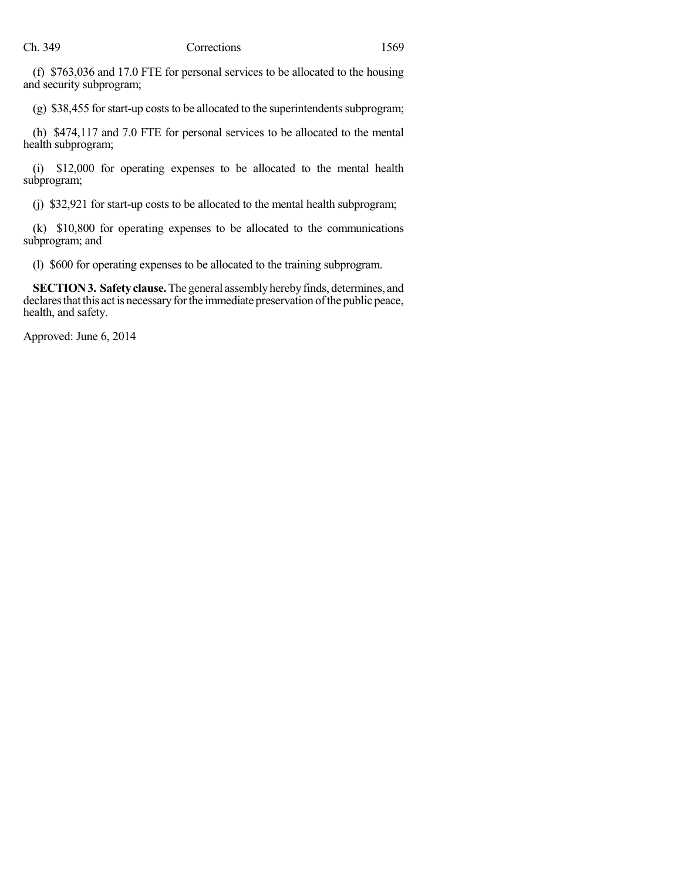(f) $763,036 and 17.0 FTE for personal services to be allocated to the housing and security subprogram;

(g) $38,455 for start-up costs to be allocated to the superintendents subprogram;

(h) $474,117 and 7.0 FTE for personal services to be allocated to the mental health subprogram;

(i) $12,000 for operating expenses to be allocated to the mental health subprogram;

(j) $32,921 for start-up costs to be allocated to the mental health subprogram;

(k) $10,800 for operating expenses to be allocated to the communications subprogram; and

(l) $600 for operating expenses to be allocated to the training subprogram.

**SECTION 3. Safety clause.** The general assembly hereby finds, determines, and declares that this act is necessary for the immediate preservation of the public peace, health, and safety.

Approved: June 6, 2014